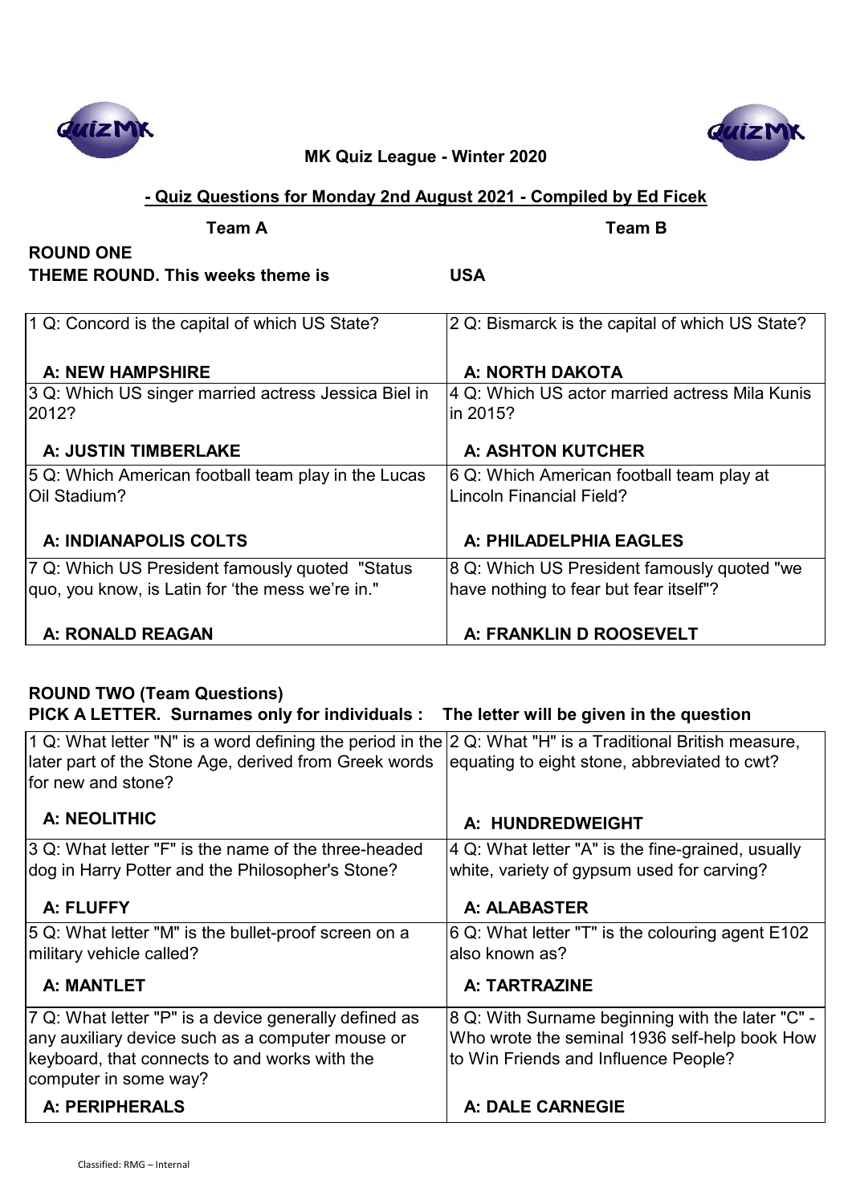**MK Quiz League - Winter 2020**

**- Quiz Questions for Monday 2nd August 2021 - Compiled by Ed Ficek**

| **Team A** | **Team B** |
|---|---|

**ROUND ONE**

**THEME ROUND. This weeks theme is USA**

| | |
|---|---|
| 1 Q: Concord is the capital of which US State?<br><br>**A: NEW HAMPSHIRE** | 2 Q: Bismarck is the capital of which US State?<br><br>**A: NORTH DAKOTA** |
| 3 Q: Which US singer married actress Jessica Biel in 2012?<br><br>**A: JUSTIN TIMBERLAKE** | 4 Q: Which US actor married actress Mila Kunis in 2015?<br><br>**A: ASHTON KUTCHER** |
| 5 Q: Which American football team play in the Lucas Oil Stadium?<br><br>**A: INDIANAPOLIS COLTS** | 6 Q: Which American football team play at Lincoln Financial Field?<br><br>**A: PHILADELPHIA EAGLES** |
| 7 Q: Which US President famously quoted "Status quo, you know, is Latin for 'the mess we're in."<br><br>**A: RONALD REAGAN** | 8 Q: Which US President famously quoted "we have nothing to fear but fear itself"?<br><br>**A: FRANKLIN D ROOSEVELT** |

**ROUND TWO (Team Questions)**

**PICK A LETTER. Surnames only for individuals : The letter will be given in the question**

| | |
|---|---|
| 1 Q: What letter "N" is a word defining the period in the later part of the Stone Age, derived from Greek words for new and stone?<br><br>**A: NEOLITHIC** | 2 Q: What "H" is a Traditional British measure, equating to eight stone, abbreviated to cwt?<br><br>**A: HUNDREDWEIGHT** |
| 3 Q: What letter "F" is the name of the three-headed dog in Harry Potter and the Philosopher's Stone?<br><br>**A: FLUFFY** | 4 Q: What letter "A" is the fine-grained, usually white, variety of gypsum used for carving?<br><br>**A: ALABASTER** |
| 5 Q: What letter "M" is the bullet-proof screen on a military vehicle called?<br><br>**A: MANTLET** | 6 Q: What letter "T" is the colouring agent E102 also known as?<br><br>**A: TARTRAZINE** |
| 7 Q: What letter "P" is a device generally defined as any auxiliary device such as a computer mouse or keyboard, that connects to and works with the computer in some way?<br><br>**A: PERIPHERALS** | 8 Q: With Surname beginning with the later "C" - Who wrote the seminal 1936 self-help book How to Win Friends and Influence People?<br><br>**A: DALE CARNEGIE** |

Classified: RMG – Internal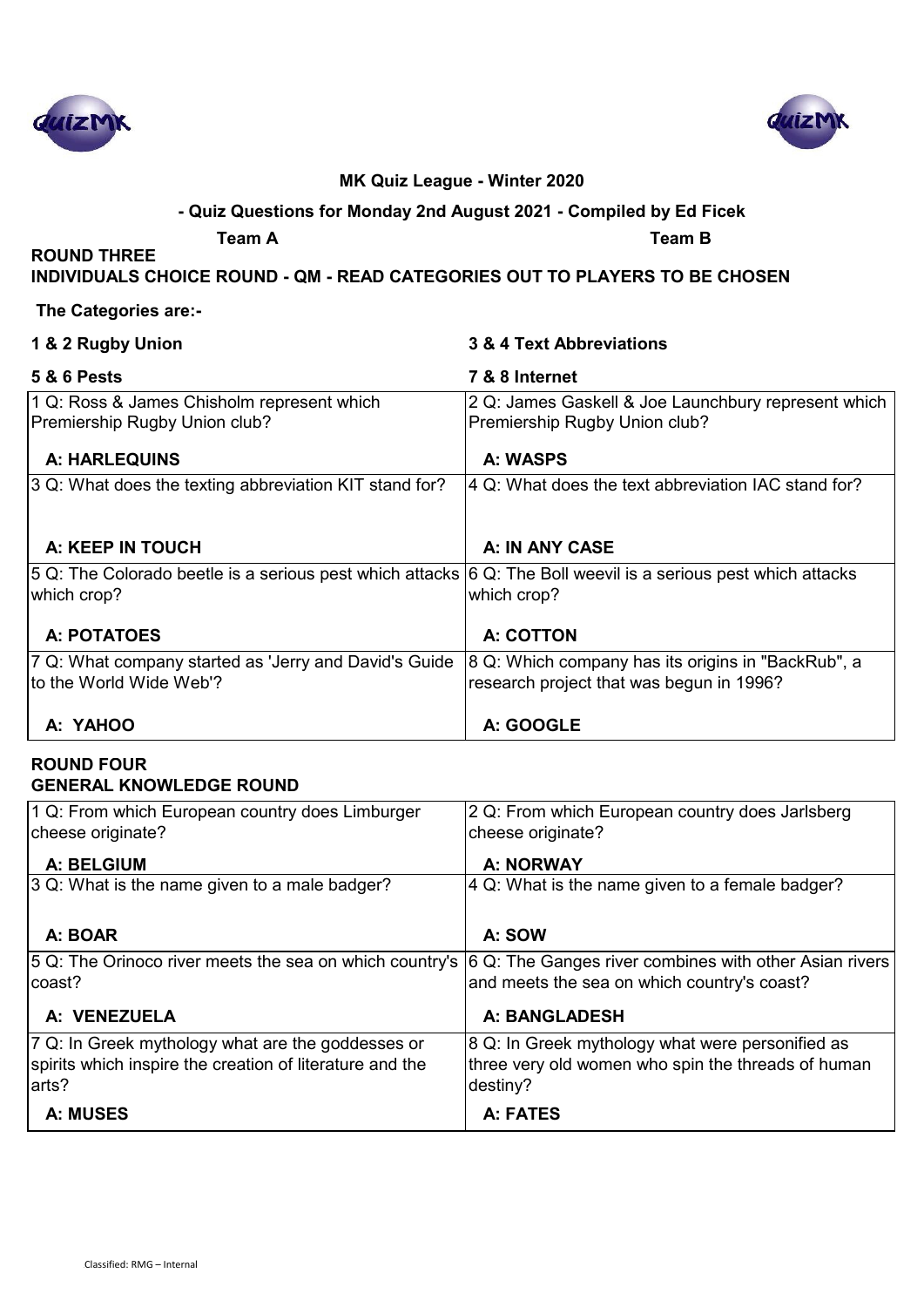**MK Quiz League - Winter 2020**

**- Quiz Questions for Monday 2nd August 2021 - Compiled by Ed Ficek**

**Team A** **Team B**

## ROUND THREE

**INDIVIDUALS CHOICE ROUND - QM - READ CATEGORIES OUT TO PLAYERS TO BE CHOSEN**

**The Categories are:-**

| | |
|---|---|
| **1 & 2 Rugby Union** | **3 & 4 Text Abbreviations** |
| **5 & 6 Pests** | **7 & 8 Internet** |

| Team A | Team B |
|---|---|
| 1 Q: Ross & James Chisholm represent which Premiership Rugby Union club?<br><br>**A: HARLEQUINS** | 2 Q: James Gaskell & Joe Launchbury represent which Premiership Rugby Union club?<br><br>**A: WASPS** |
| 3 Q: What does the texting abbreviation KIT stand for?<br><br>**A: KEEP IN TOUCH** | 4 Q: What does the text abbreviation IAC stand for?<br><br>**A: IN ANY CASE** |
| 5 Q: The Colorado beetle is a serious pest which attacks which crop?<br><br>**A: POTATOES** | 6 Q: The Boll weevil is a serious pest which attacks which crop?<br><br>**A: COTTON** |
| 7 Q: What company started as 'Jerry and David's Guide to the World Wide Web'?<br><br>**A: YAHOO** | 8 Q: Which company has its origins in "BackRub", a research project that was begun in 1996?<br><br>**A: GOOGLE** |

## ROUND FOUR

**GENERAL KNOWLEDGE ROUND**

| Team A | Team B |
|---|---|
| 1 Q: From which European country does Limburger cheese originate?<br><br>**A: BELGIUM** | 2 Q: From which European country does Jarlsberg cheese originate?<br><br>**A: NORWAY** |
| 3 Q: What is the name given to a male badger?<br><br>**A: BOAR** | 4 Q: What is the name given to a female badger?<br><br>**A: SOW** |
| 5 Q: The Orinoco river meets the sea on which country's coast?<br><br>**A: VENEZUELA** | 6 Q: The Ganges river combines with other Asian rivers and meets the sea on which country's coast?<br><br>**A: BANGLADESH** |
| 7 Q: In Greek mythology what are the goddesses or spirits which inspire the creation of literature and the arts?<br><br>**A: MUSES** | 8 Q: In Greek mythology what were personified as three very old women who spin the threads of human destiny?<br><br>**A: FATES** |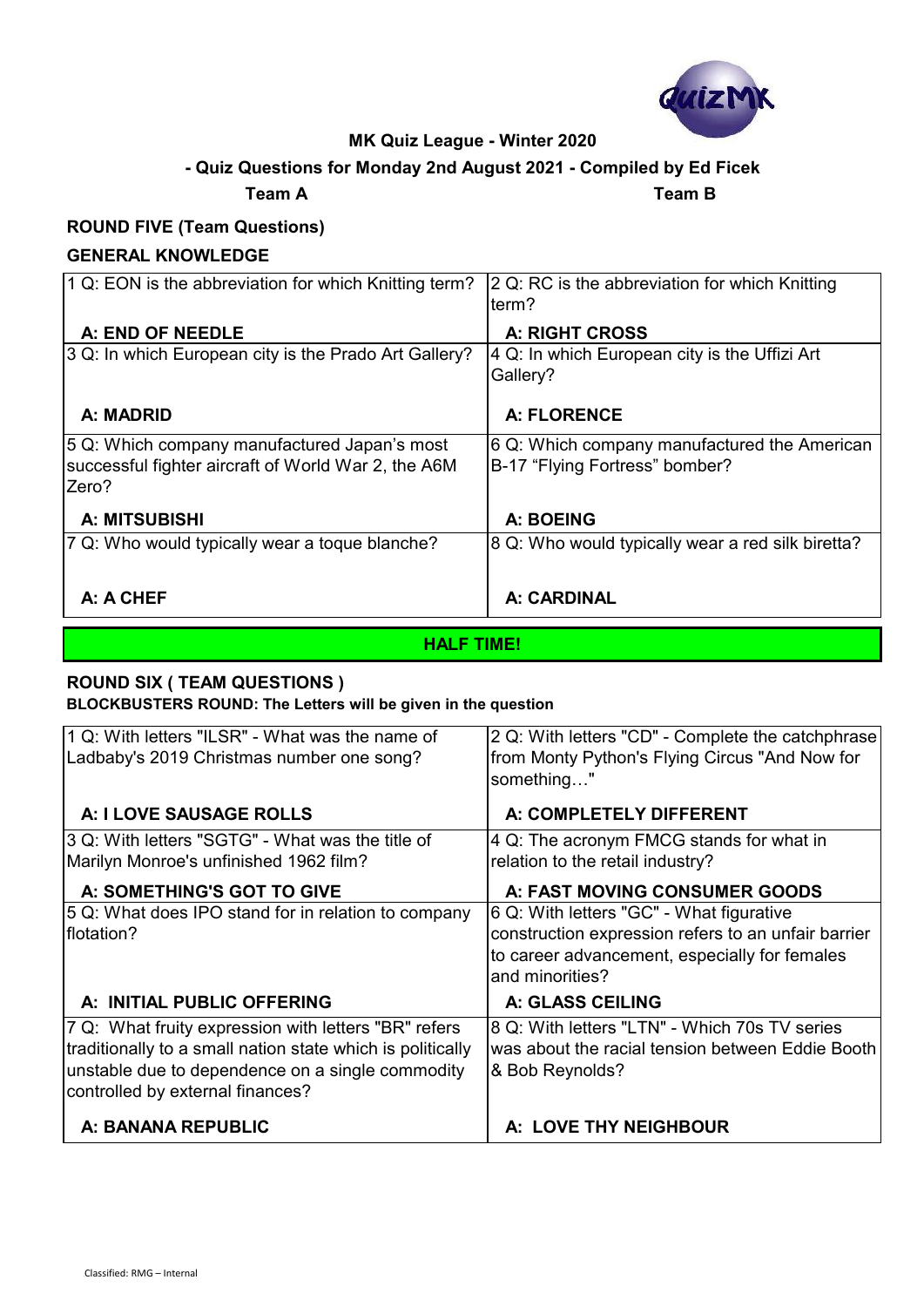**MK Quiz League - Winter 2020**

**- Quiz Questions for Monday 2nd August 2021 - Compiled by Ed Ficek**

| **Team A** | **Team B** |
|---|---|

## ROUND FIVE (Team Questions)

### GENERAL KNOWLEDGE

| | |
|---|---|
| 1 Q: EON is the abbreviation for which Knitting term? | 2 Q: RC is the abbreviation for which Knitting term? |
| **A: END OF NEEDLE** | **A: RIGHT CROSS** |
| 3 Q: In which European city is the Prado Art Gallery? | 4 Q: In which European city is the Uffizi Art Gallery? |
| **A: MADRID** | **A: FLORENCE** |
| 5 Q: Which company manufactured Japan's most successful fighter aircraft of World War 2, the A6M Zero? | 6 Q: Which company manufactured the American B-17 "Flying Fortress" bomber? |
| **A: MITSUBISHI** | **A: BOEING** |
| 7 Q: Who would typically wear a toque blanche? | 8 Q: Who would typically wear a red silk biretta? |
| **A: A CHEF** | **A: CARDINAL** |

**HALF TIME!**

## ROUND SIX ( TEAM QUESTIONS )

**BLOCKBUSTERS ROUND: The Letters will be given in the question**

| | |
|---|---|
| 1 Q: With letters "ILSR" - What was the name of Ladbaby's 2019 Christmas number one song? | 2 Q: With letters "CD" - Complete the catchphrase from Monty Python's Flying Circus "And Now for something…" |
| **A: I LOVE SAUSAGE ROLLS** | **A: COMPLETELY DIFFERENT** |
| 3 Q: With letters "SGTG" - What was the title of Marilyn Monroe's unfinished 1962 film? | 4 Q: The acronym FMCG stands for what in relation to the retail industry? |
| **A: SOMETHING'S GOT TO GIVE** | **A: FAST MOVING CONSUMER GOODS** |
| 5 Q: What does IPO stand for in relation to company flotation? | 6 Q: With letters "GC" - What figurative construction expression refers to an unfair barrier to career advancement, especially for females and minorities? |
| **A: INITIAL PUBLIC OFFERING** | **A: GLASS CEILING** |
| 7 Q: What fruity expression with letters "BR" refers traditionally to a small nation state which is politically unstable due to dependence on a single commodity controlled by external finances? | 8 Q: With letters "LTN" - Which 70s TV series was about the racial tension between Eddie Booth & Bob Reynolds? |
| **A: BANANA REPUBLIC** | **A: LOVE THY NEIGHBOUR** |

Classified: RMG – Internal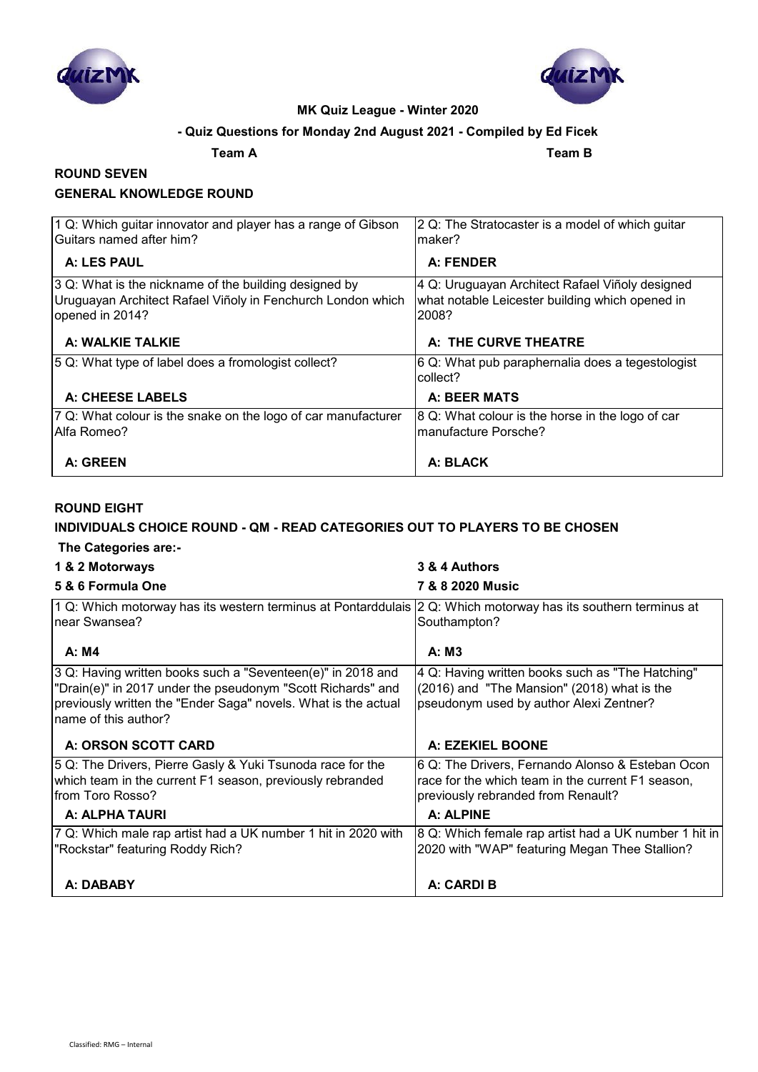**MK Quiz League - Winter 2020**

**- Quiz Questions for Monday 2nd August 2021 - Compiled by Ed Ficek**

**Team A** **Team B**

## ROUND SEVEN

### GENERAL KNOWLEDGE ROUND

| Team A | Team B |
| --- | --- |
| 1 Q: Which guitar innovator and player has a range of Gibson Guitars named after him?<br>**A: LES PAUL** | 2 Q: The Stratocaster is a model of which guitar maker?<br>**A: FENDER** |
| 3 Q: What is the nickname of the building designed by Uruguayan Architect Rafael Viñoly in Fenchurch London which opened in 2014?<br>**A: WALKIE TALKIE** | 4 Q: Uruguayan Architect Rafael Viñoly designed what notable Leicester building which opened in 2008?<br>**A: THE CURVE THEATRE** |
| 5 Q: What type of label does a fromologist collect?<br>**A: CHEESE LABELS** | 6 Q: What pub paraphernalia does a tegestologist collect?<br>**A: BEER MATS** |
| 7 Q: What colour is the snake on the logo of car manufacturer Alfa Romeo?<br>**A: GREEN** | 8 Q: What colour is the horse in the logo of car manufacture Porsche?<br>**A: BLACK** |

## ROUND EIGHT

### INDIVIDUALS CHOICE ROUND - QM - READ CATEGORIES OUT TO PLAYERS TO BE CHOSEN

**The Categories are:-**

**1 & 2 Motorways**
**3 & 4 Authors**
**5 & 6 Formula One**
**7 & 8 2020 Music**

| Team A | Team B |
| --- | --- |
| 1 Q: Which motorway has its western terminus at Pontarddulais near Swansea?<br>**A: M4** | 2 Q: Which motorway has its southern terminus at Southampton?<br>**A: M3** |
| 3 Q: Having written books such a "Seventeen(e)" in 2018 and "Drain(e)" in 2017 under the pseudonym "Scott Richards" and previously written the "Ender Saga" novels. What is the actual name of this author?<br>**A: ORSON SCOTT CARD** | 4 Q: Having written books such as "The Hatching" (2016) and "The Mansion" (2018) what is the pseudonym used by author Alexi Zentner?<br>**A: EZEKIEL BOONE** |
| 5 Q: The Drivers, Pierre Gasly & Yuki Tsunoda race for the which team in the current F1 season, previously rebranded from Toro Rosso?<br>**A: ALPHA TAURI** | 6 Q: The Drivers, Fernando Alonso & Esteban Ocon race for the which team in the current F1 season, previously rebranded from Renault?<br>**A: ALPINE** |
| 7 Q: Which male rap artist had a UK number 1 hit in 2020 with "Rockstar" featuring Roddy Rich?<br>**A: DABABY** | 8 Q: Which female rap artist had a UK number 1 hit in 2020 with "WAP" featuring Megan Thee Stallion?<br>**A: CARDI B** |

Classified: RMG – Internal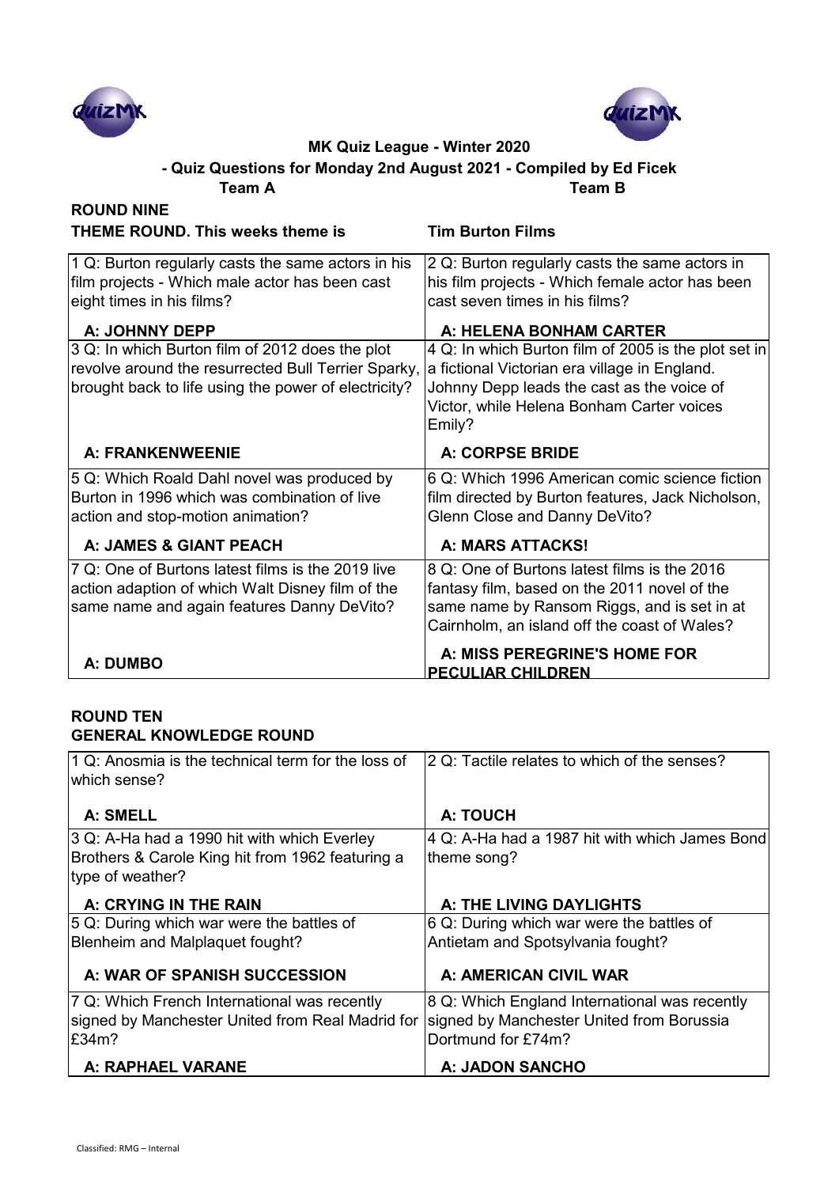**MK Quiz League - Winter 2020**

**- Quiz Questions for Monday 2nd August 2021 - Compiled by Ed Ficek**

| **Team A** | **Team B** |
|---|---|

## ROUND NINE

**THEME ROUND. This weeks theme is** **Tim Burton Films**

| | |
|---|---|
| 1 Q: Burton regularly casts the same actors in his film projects - Which male actor has been cast eight times in his films?<br><br>**A: JOHNNY DEPP** | 2 Q: Burton regularly casts the same actors in his film projects - Which female actor has been cast seven times in his films?<br><br>**A: HELENA BONHAM CARTER** |
| 3 Q: In which Burton film of 2012 does the plot revolve around the resurrected Bull Terrier Sparky, brought back to life using the power of electricity?<br><br>**A: FRANKENWEENIE** | 4 Q: In which Burton film of 2005 is the plot set in a fictional Victorian era village in England. Johnny Depp leads the cast as the voice of Victor, while Helena Bonham Carter voices Emily?<br><br>**A: CORPSE BRIDE** |
| 5 Q: Which Roald Dahl novel was produced by Burton in 1996 which was combination of live action and stop-motion animation?<br><br>**A: JAMES & GIANT PEACH** | 6 Q: Which 1996 American comic science fiction film directed by Burton features, Jack Nicholson, Glenn Close and Danny DeVito?<br><br>**A: MARS ATTACKS!** |
| 7 Q: One of Burtons latest films is the 2019 live action adaption of which Walt Disney film of the same name and again features Danny DeVito?<br><br>**A: DUMBO** | 8 Q: One of Burtons latest films is the 2016 fantasy film, based on the 2011 novel of the same name by Ransom Riggs, and is set in at Cairnholm, an island off the coast of Wales?<br><br>**A: MISS PEREGRINE'S HOME FOR PECULIAR CHILDREN** |

## ROUND TEN

**GENERAL KNOWLEDGE ROUND**

| | |
|---|---|
| 1 Q: Anosmia is the technical term for the loss of which sense?<br><br>**A: SMELL** | 2 Q: Tactile relates to which of the senses?<br><br>**A: TOUCH** |
| 3 Q: A-Ha had a 1990 hit with which Everley Brothers & Carole King hit from 1962 featuring a type of weather?<br><br>**A: CRYING IN THE RAIN** | 4 Q: A-Ha had a 1987 hit with which James Bond theme song?<br><br>**A: THE LIVING DAYLIGHTS** |
| 5 Q: During which war were the battles of Blenheim and Malplaquet fought?<br><br>**A: WAR OF SPANISH SUCCESSION** | 6 Q: During which war were the battles of Antietam and Spotsylvania fought?<br><br>**A: AMERICAN CIVIL WAR** |
| 7 Q: Which French International was recently signed by Manchester United from Real Madrid for £34m?<br><br>**A: RAPHAEL VARANE** | 8 Q: Which England International was recently signed by Manchester United from Borussia Dortmund for £74m?<br><br>**A: JADON SANCHO** |

Classified: RMG – Internal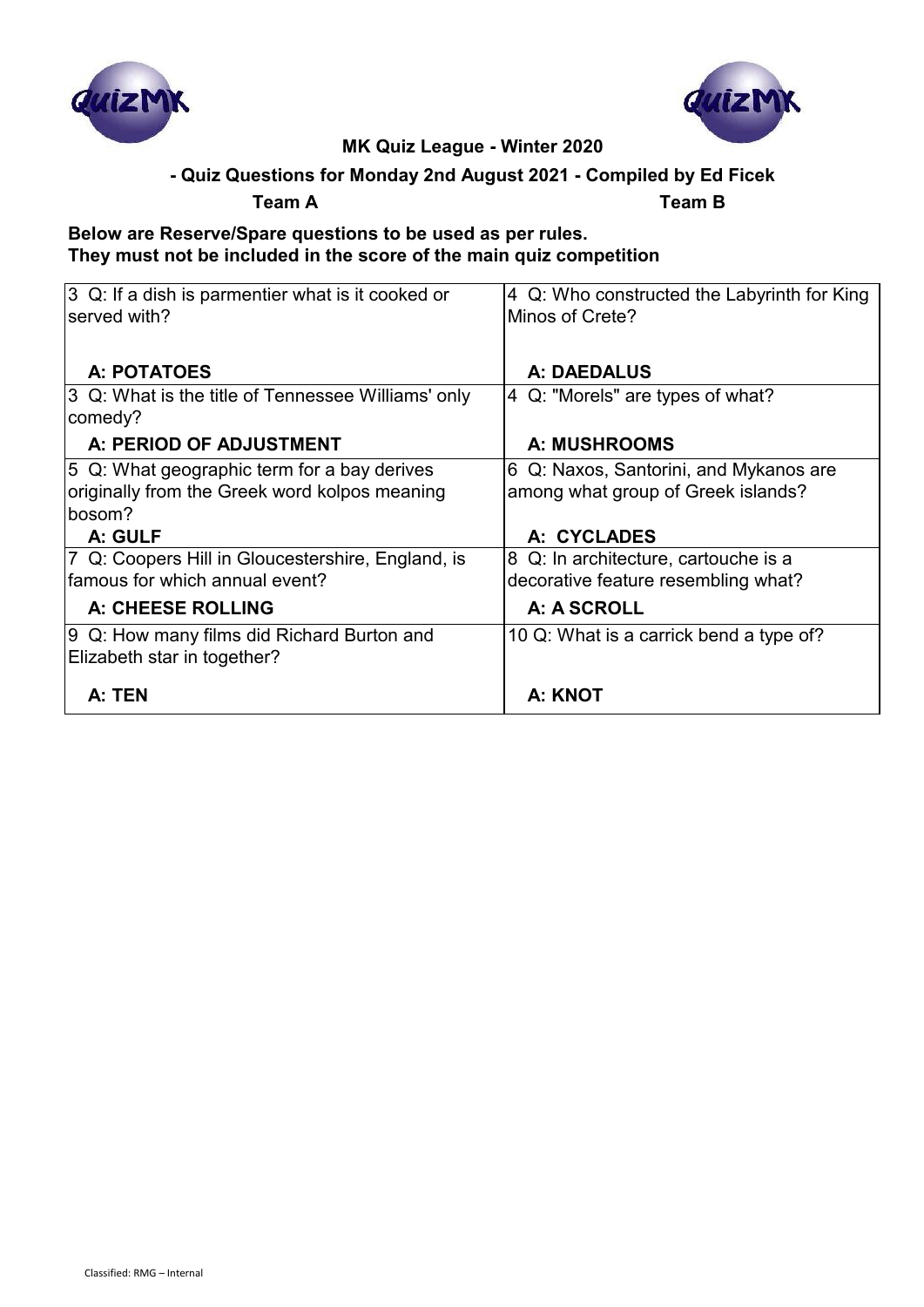**MK Quiz League - Winter 2020**

**- Quiz Questions for Monday 2nd August 2021 - Compiled by Ed Ficek**

**Team A** **Team B**

**Below are Reserve/Spare questions to be used as per rules.**
**They must not be included in the score of the main quiz competition**

| | |
|---|---|
| 3 Q: If a dish is parmentier what is it cooked or served with?<br><br>**A: POTATOES** | 4 Q: Who constructed the Labyrinth for King Minos of Crete?<br><br>**A: DAEDALUS** |
| 3 Q: What is the title of Tennessee Williams' only comedy?<br><br>**A: PERIOD OF ADJUSTMENT** | 4 Q: "Morels" are types of what?<br><br>**A: MUSHROOMS** |
| 5 Q: What geographic term for a bay derives originally from the Greek word kolpos meaning bosom?<br><br>**A: GULF** | 6 Q: Naxos, Santorini, and Mykanos are among what group of Greek islands?<br><br>**A: CYCLADES** |
| 7 Q: Coopers Hill in Gloucestershire, England, is famous for which annual event?<br><br>**A: CHEESE ROLLING** | 8 Q: In architecture, cartouche is a decorative feature resembling what?<br><br>**A: A SCROLL** |
| 9 Q: How many films did Richard Burton and Elizabeth star in together?<br><br>**A: TEN** | 10 Q: What is a carrick bend a type of?<br><br>**A: KNOT** |

Classified: RMG – Internal